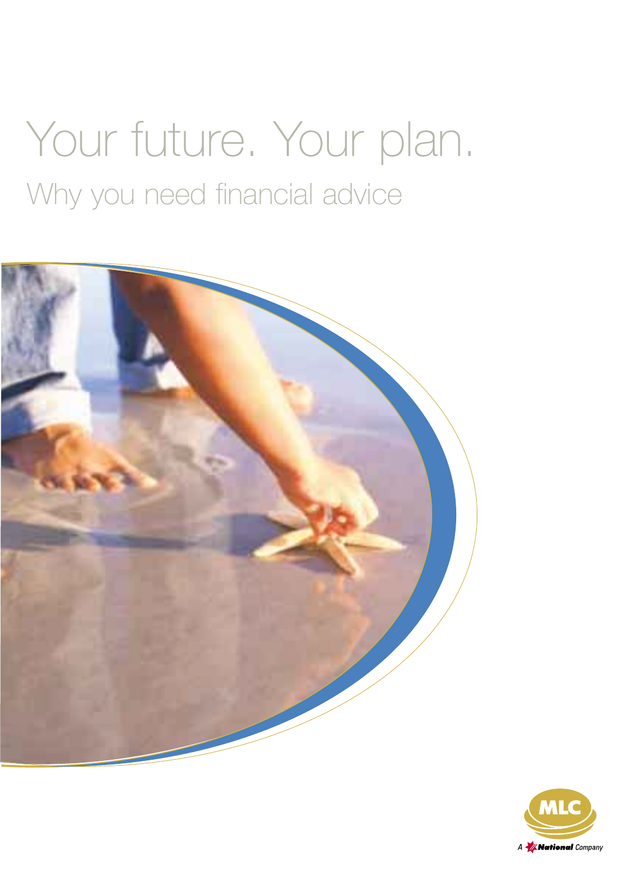# Your future. Your plan.

## Why you need financial advice

MLC

A National Company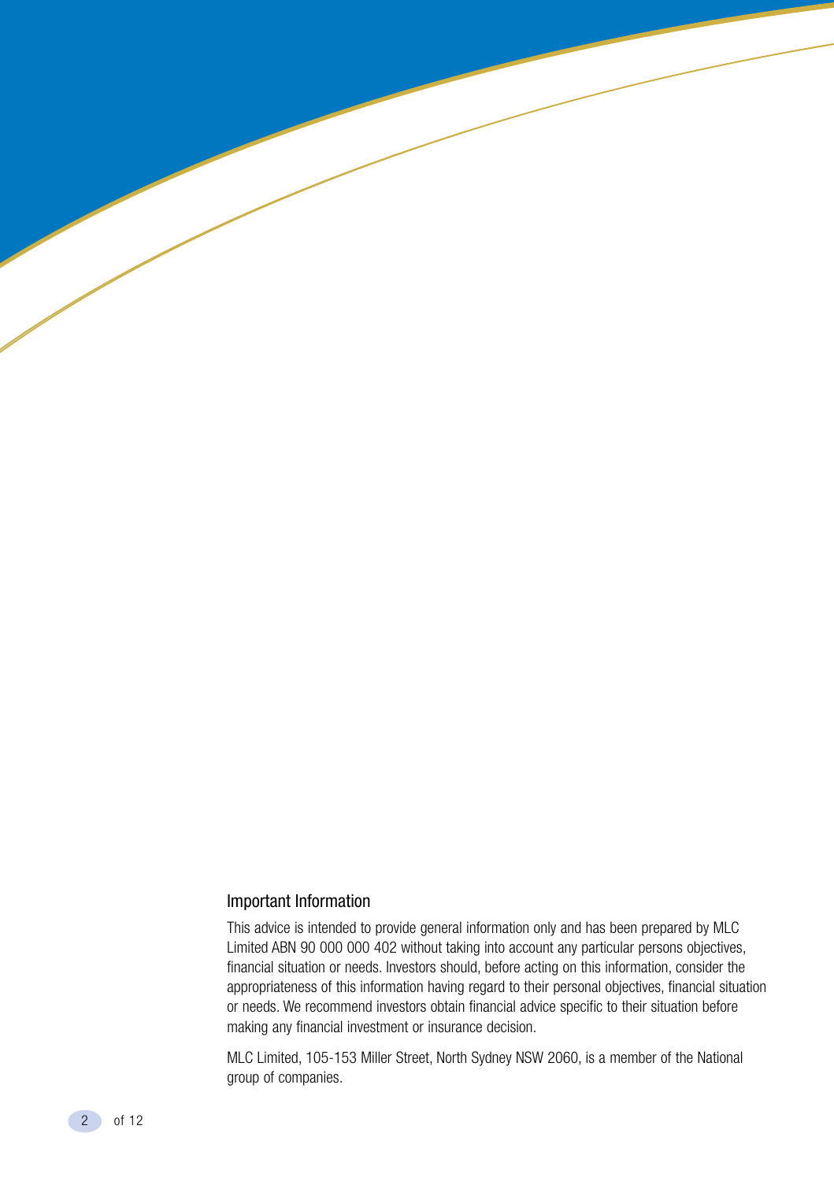## Important Information

This advice is intended to provide general information only and has been prepared by MLC Limited ABN 90 000 000 402 without taking into account any particular persons objectives, financial situation or needs. Investors should, before acting on this information, consider the appropriateness of this information having regard to their personal objectives, financial situation or needs. We recommend investors obtain financial advice specific to their situation before making any financial investment or insurance decision.

MLC Limited, 105-153 Miller Street, North Sydney NSW 2060, is a member of the National group of companies.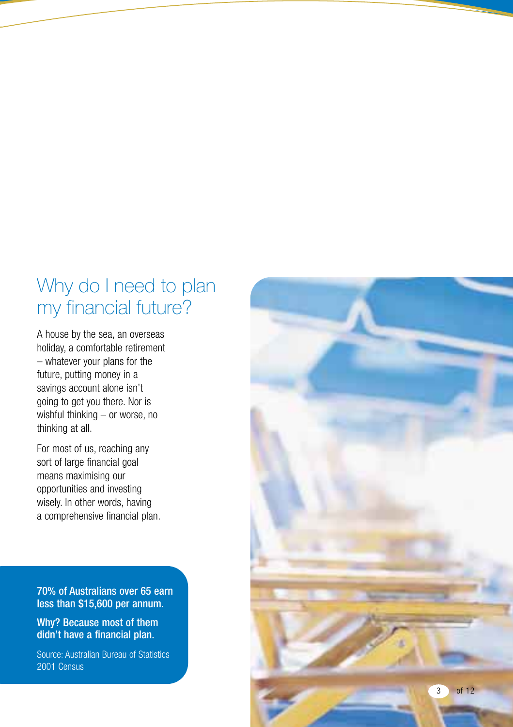# Why do I need to plan my financial future?

A house by the sea, an overseas holiday, a comfortable retirement – whatever your plans for the future, putting money in a savings account alone isn't going to get you there. Nor is wishful thinking – or worse, no thinking at all.

For most of us, reaching any sort of large financial goal means maximising our opportunities and investing wisely. In other words, having a comprehensive financial plan.

**70% of Australians over 65 earn less than $15,600 per annum.**

**Why? Because most of them didn't have a financial plan.**

Source: Australian Bureau of Statistics 2001 Census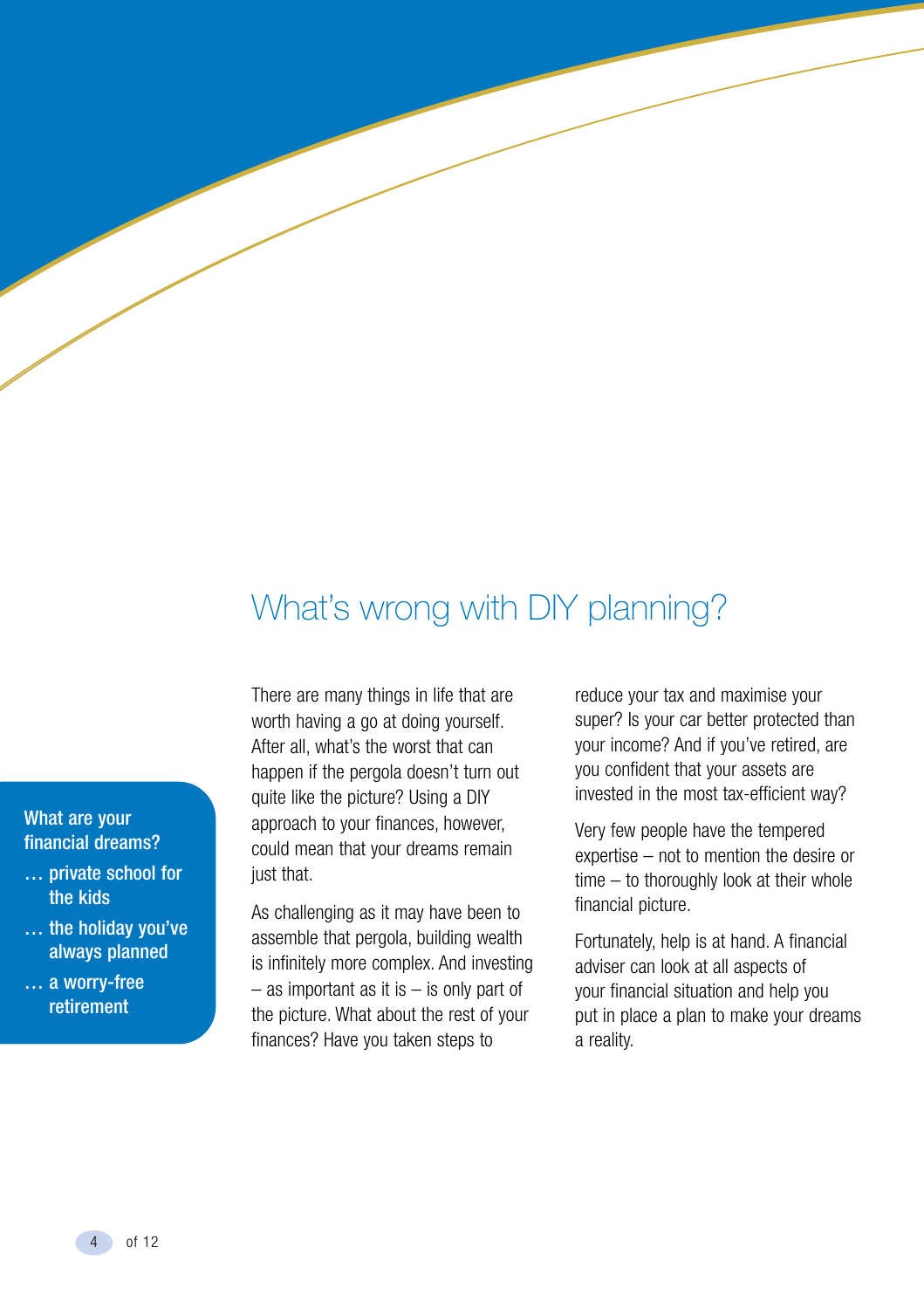## What's wrong with DIY planning?

**What are your financial dreams?**

**… private school for the kids**

**… the holiday you've always planned**

**… a worry-free retirement**

There are many things in life that are worth having a go at doing yourself. After all, what's the worst that can happen if the pergola doesn't turn out quite like the picture? Using a DIY approach to your finances, however, could mean that your dreams remain just that.

As challenging as it may have been to assemble that pergola, building wealth is infinitely more complex. And investing – as important as it is – is only part of the picture. What about the rest of your finances? Have you taken steps to reduce your tax and maximise your super? Is your car better protected than your income? And if you've retired, are you confident that your assets are invested in the most tax-efficient way?

Very few people have the tempered expertise – not to mention the desire or time – to thoroughly look at their whole financial picture.

Fortunately, help is at hand. A financial adviser can look at all aspects of your financial situation and help you put in place a plan to make your dreams a reality.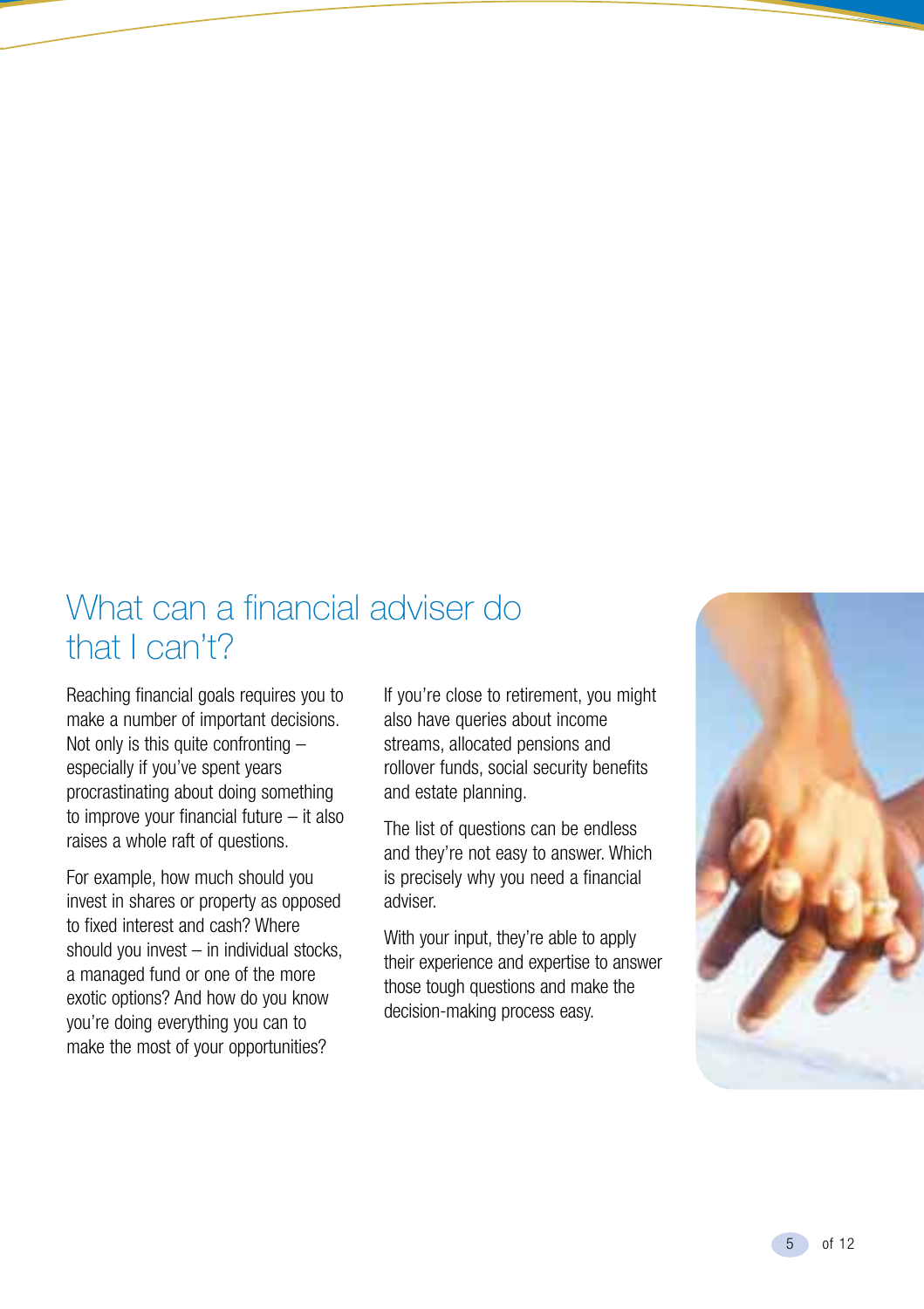# What can a financial adviser do that I can't?

Reaching financial goals requires you to make a number of important decisions. Not only is this quite confronting – especially if you've spent years procrastinating about doing something to improve your financial future – it also raises a whole raft of questions.

For example, how much should you invest in shares or property as opposed to fixed interest and cash? Where should you invest – in individual stocks, a managed fund or one of the more exotic options? And how do you know you're doing everything you can to make the most of your opportunities?

If you're close to retirement, you might also have queries about income streams, allocated pensions and rollover funds, social security benefits and estate planning.

The list of questions can be endless and they're not easy to answer. Which is precisely why you need a financial adviser.

With your input, they're able to apply their experience and expertise to answer those tough questions and make the decision-making process easy.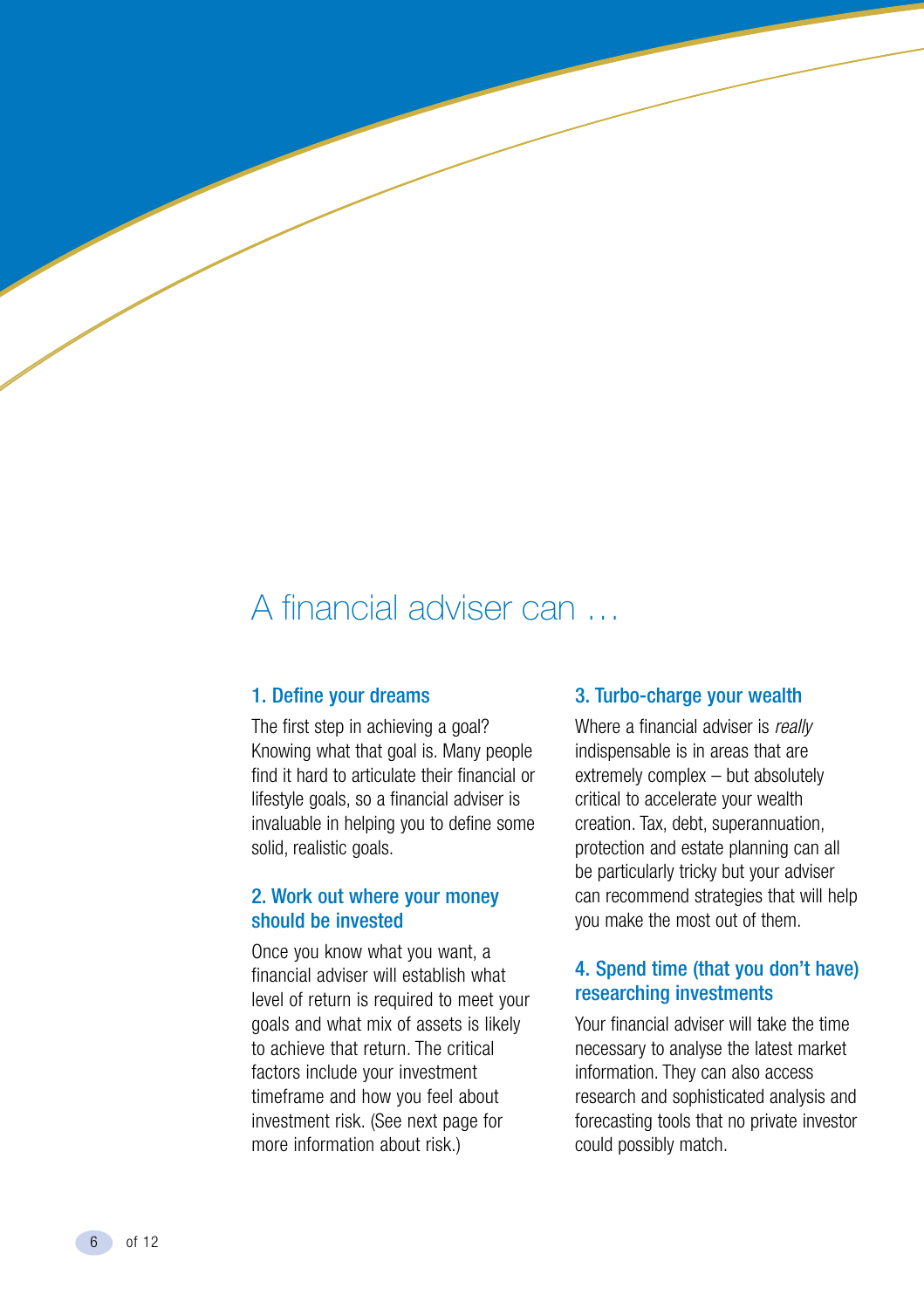# A financial adviser can …

### 1. Define your dreams

The first step in achieving a goal? Knowing what that goal is. Many people find it hard to articulate their financial or lifestyle goals, so a financial adviser is invaluable in helping you to define some solid, realistic goals.

### 2. Work out where your money should be invested

Once you know what you want, a financial adviser will establish what level of return is required to meet your goals and what mix of assets is likely to achieve that return. The critical factors include your investment timeframe and how you feel about investment risk. (See next page for more information about risk.)

### 3. Turbo-charge your wealth

Where a financial adviser is *really* indispensable is in areas that are extremely complex – but absolutely critical to accelerate your wealth creation. Tax, debt, superannuation, protection and estate planning can all be particularly tricky but your adviser can recommend strategies that will help you make the most out of them.

### 4. Spend time (that you don't have) researching investments

Your financial adviser will take the time necessary to analyse the latest market information. They can also access research and sophisticated analysis and forecasting tools that no private investor could possibly match.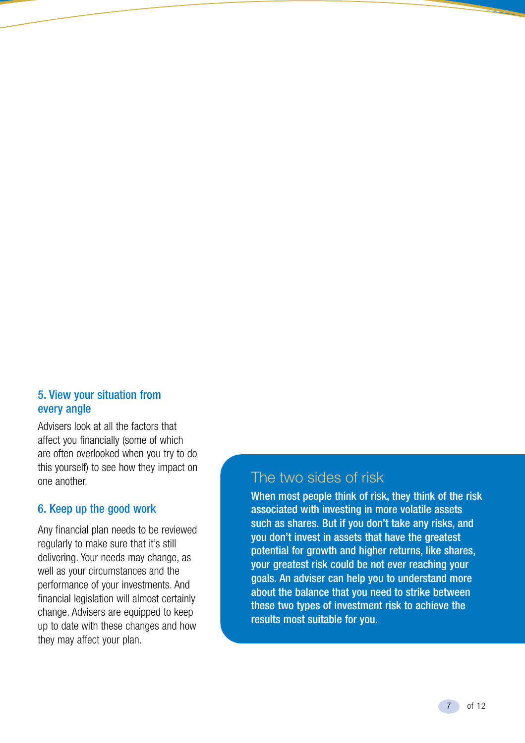### 5. View your situation from every angle

Advisers look at all the factors that affect you financially (some of which are often overlooked when you try to do this yourself) to see how they impact on one another.

### 6. Keep up the good work

Any financial plan needs to be reviewed regularly to make sure that it's still delivering. Your needs may change, as well as your circumstances and the performance of your investments. And financial legislation will almost certainly change. Advisers are equipped to keep up to date with these changes and how they may affect your plan.

## The two sides of risk

**When most people think of risk, they think of the risk associated with investing in more volatile assets such as shares. But if you don't take any risks, and you don't invest in assets that have the greatest potential for growth and higher returns, like shares, your greatest risk could be not ever reaching your goals. An adviser can help you to understand more about the balance that you need to strike between these two types of investment risk to achieve the results most suitable for you.**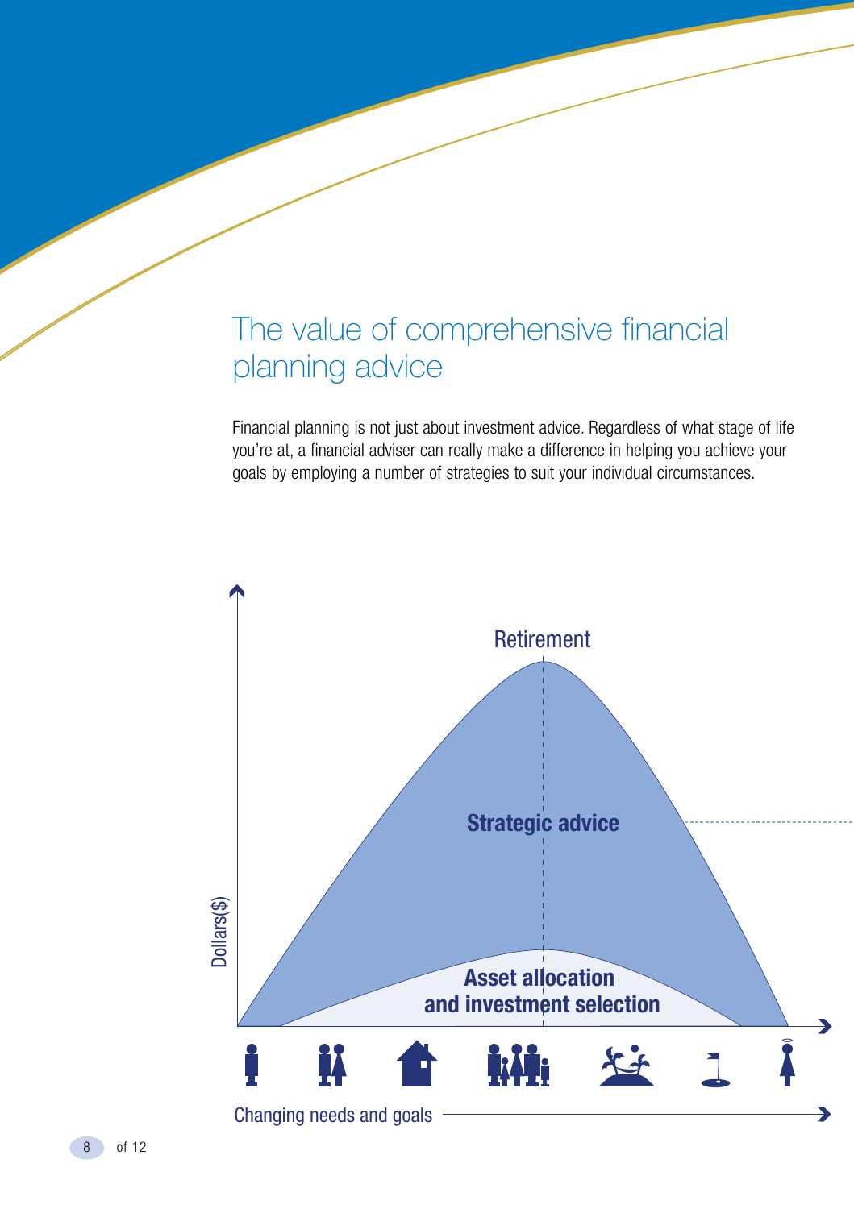# The value of comprehensive financial planning advice

Financial planning is not just about investment advice. Regardless of what stage of life you're at, a financial adviser can really make a difference in helping you achieve your goals by employing a number of strategies to suit your individual circumstances.

Retirement

Strategic advice

Asset allocation and investment selection

Dollars($)

Changing needs and goals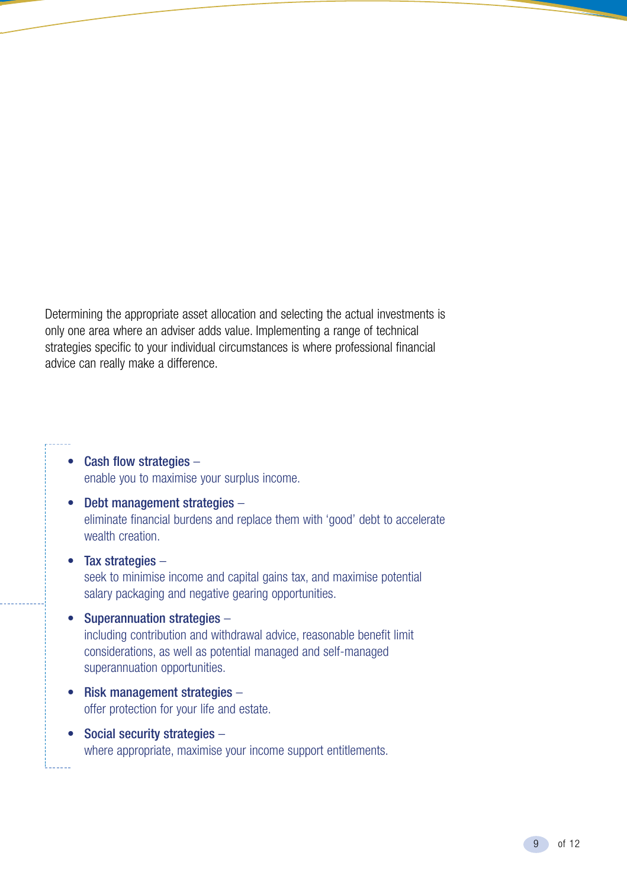Determining the appropriate asset allocation and selecting the actual investments is only one area where an adviser adds value. Implementing a range of technical strategies specific to your individual circumstances is where professional financial advice can really make a difference.

- **Cash flow strategies** –
  enable you to maximise your surplus income.
- **Debt management strategies** –
  eliminate financial burdens and replace them with 'good' debt to accelerate wealth creation.
- **Tax strategies** –
  seek to minimise income and capital gains tax, and maximise potential salary packaging and negative gearing opportunities.
- **Superannuation strategies** –
  including contribution and withdrawal advice, reasonable benefit limit considerations, as well as potential managed and self-managed superannuation opportunities.
- **Risk management strategies** –
  offer protection for your life and estate.
- **Social security strategies** –
  where appropriate, maximise your income support entitlements.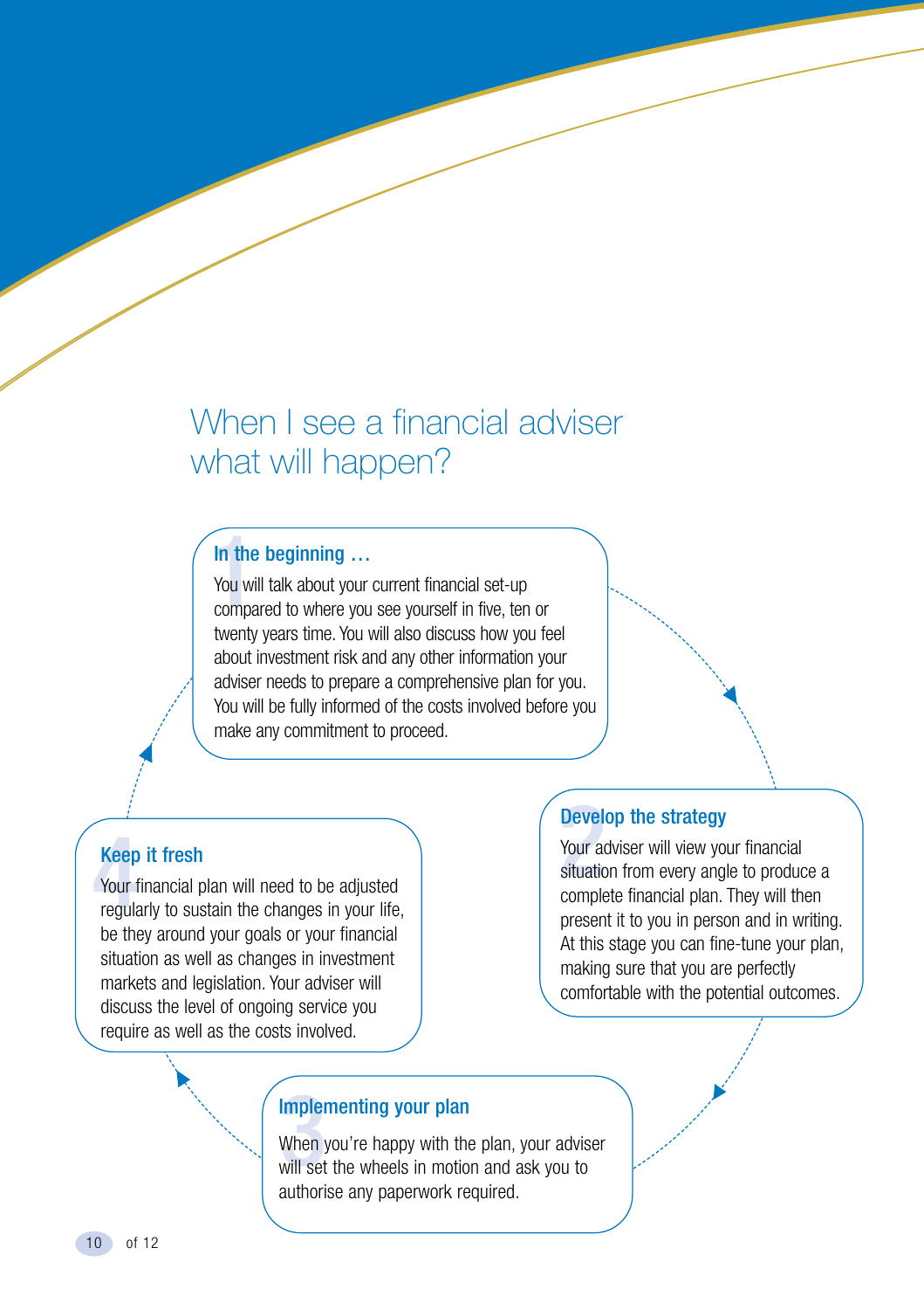# When I see a financial adviser what will happen?

### 1 In the beginning …

You will talk about your current financial set-up compared to where you see yourself in five, ten or twenty years time. You will also discuss how you feel about investment risk and any other information your adviser needs to prepare a comprehensive plan for you. You will be fully informed of the costs involved before you make any commitment to proceed.

### 2 Develop the strategy

Your adviser will view your financial situation from every angle to produce a complete financial plan. They will then present it to you in person and in writing. At this stage you can fine-tune your plan, making sure that you are perfectly comfortable with the potential outcomes.

### 3 Implementing your plan

When you're happy with the plan, your adviser will set the wheels in motion and ask you to authorise any paperwork required.

### 4 Keep it fresh

Your financial plan will need to be adjusted regularly to sustain the changes in your life, be they around your goals or your financial situation as well as changes in investment markets and legislation. Your adviser will discuss the level of ongoing service you require as well as the costs involved.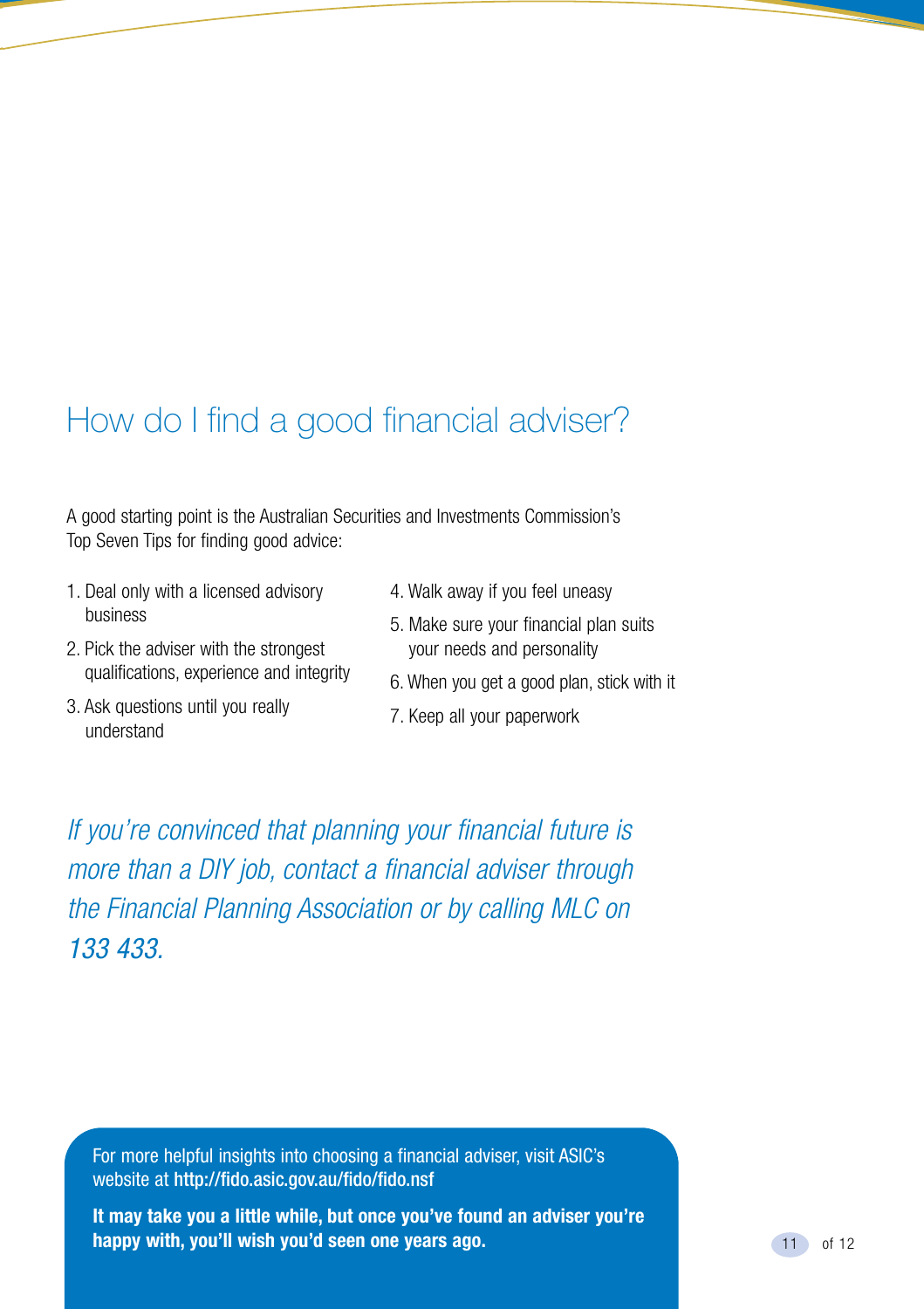# How do I find a good financial adviser?

A good starting point is the Australian Securities and Investments Commission's Top Seven Tips for finding good advice:

1. Deal only with a licensed advisory business
2. Pick the adviser with the strongest qualifications, experience and integrity
3. Ask questions until you really understand
4. Walk away if you feel uneasy
5. Make sure your financial plan suits your needs and personality
6. When you get a good plan, stick with it
7. Keep all your paperwork

*If you're convinced that planning your financial future is more than a DIY job, contact a financial adviser through the Financial Planning Association or by calling MLC on 133 433.*

For more helpful insights into choosing a financial adviser, visit ASIC's website at **http://fido.asic.gov.au/fido/fido.nsf**

**It may take you a little while, but once you've found an adviser you're happy with, you'll wish you'd seen one years ago.**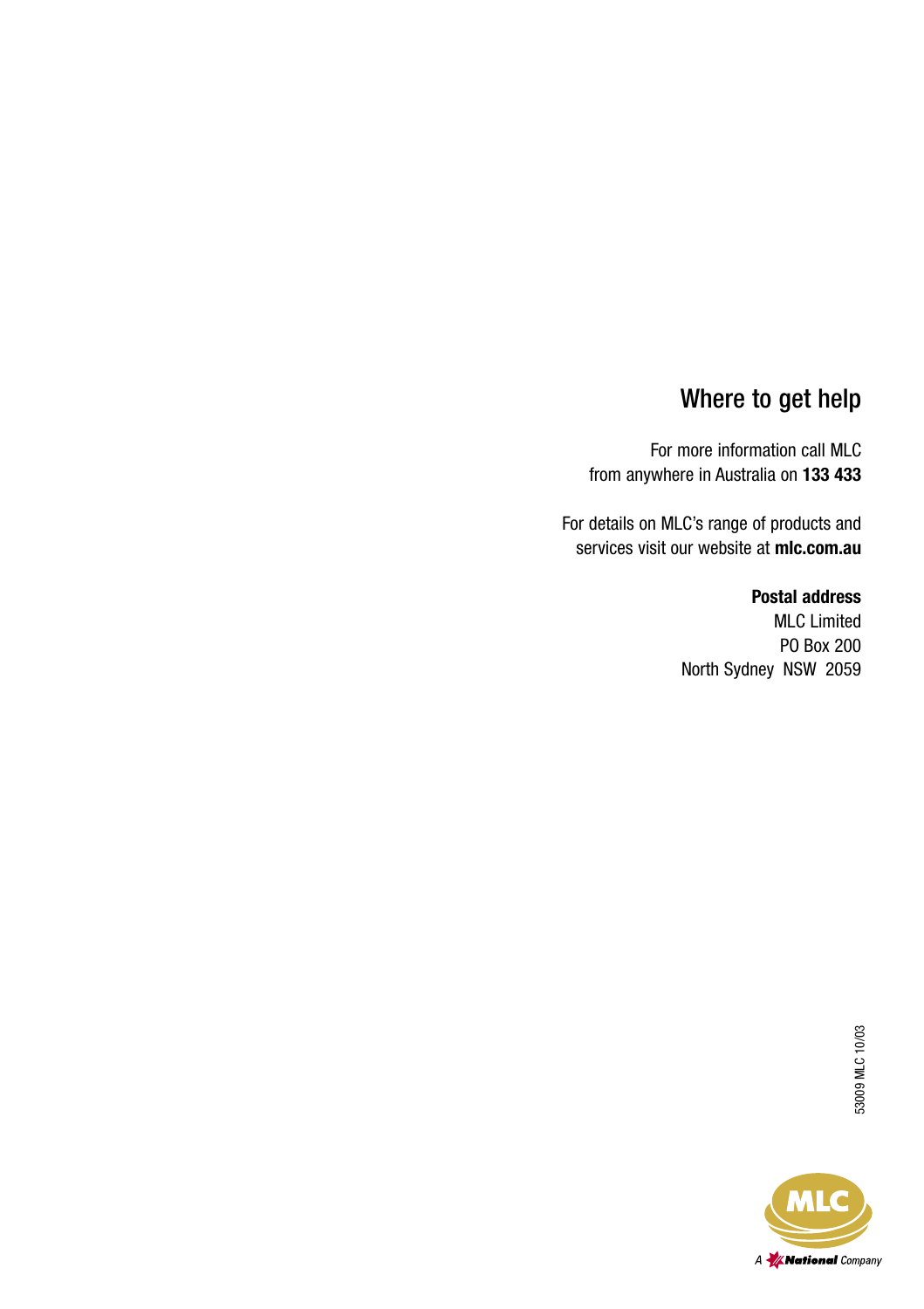## Where to get help

For more information call MLC from anywhere in Australia on **133 433**

For details on MLC's range of products and services visit our website at **mlc.com.au**

**Postal address**
MLC Limited
PO Box 200
North Sydney NSW 2059

53009 MLC 10/03

MLC

A National Company